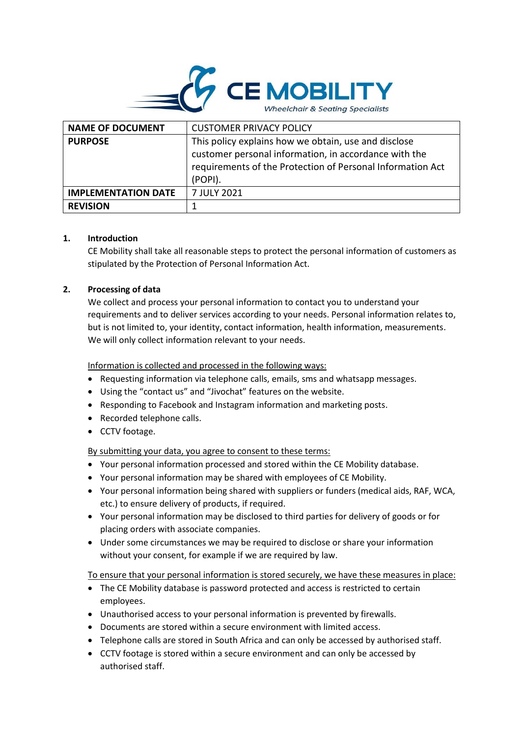| NAME OF DOCUMENT | CUSTOMER PRIVACY POLICY |
|---|---|
| PURPOSE | This policy explains how we obtain, use and disclose customer personal information, in accordance with the requirements of the Protection of Personal Information Act (POPI). |
| IMPLEMENTATION DATE | 7 JULY 2021 |
| REVISION | 1 |

## 1. Introduction

CE Mobility shall take all reasonable steps to protect the personal information of customers as stipulated by the Protection of Personal Information Act.

## 2. Processing of data

We collect and process your personal information to contact you to understand your requirements and to deliver services according to your needs. Personal information relates to, but is not limited to, your identity, contact information, health information, measurements. We will only collect information relevant to your needs.

Information is collected and processed in the following ways:

- Requesting information via telephone calls, emails, sms and whatsapp messages.
- Using the "contact us" and "Jivochat" features on the website.
- Responding to Facebook and Instagram information and marketing posts.
- Recorded telephone calls.
- CCTV footage.

By submitting your data, you agree to consent to these terms:

- Your personal information processed and stored within the CE Mobility database.
- Your personal information may be shared with employees of CE Mobility.
- Your personal information being shared with suppliers or funders (medical aids, RAF, WCA, etc.) to ensure delivery of products, if required.
- Your personal information may be disclosed to third parties for delivery of goods or for placing orders with associate companies.
- Under some circumstances we may be required to disclose or share your information without your consent, for example if we are required by law.

To ensure that your personal information is stored securely, we have these measures in place:

- The CE Mobility database is password protected and access is restricted to certain employees.
- Unauthorised access to your personal information is prevented by firewalls.
- Documents are stored within a secure environment with limited access.
- Telephone calls are stored in South Africa and can only be accessed by authorised staff.
- CCTV footage is stored within a secure environment and can only be accessed by authorised staff.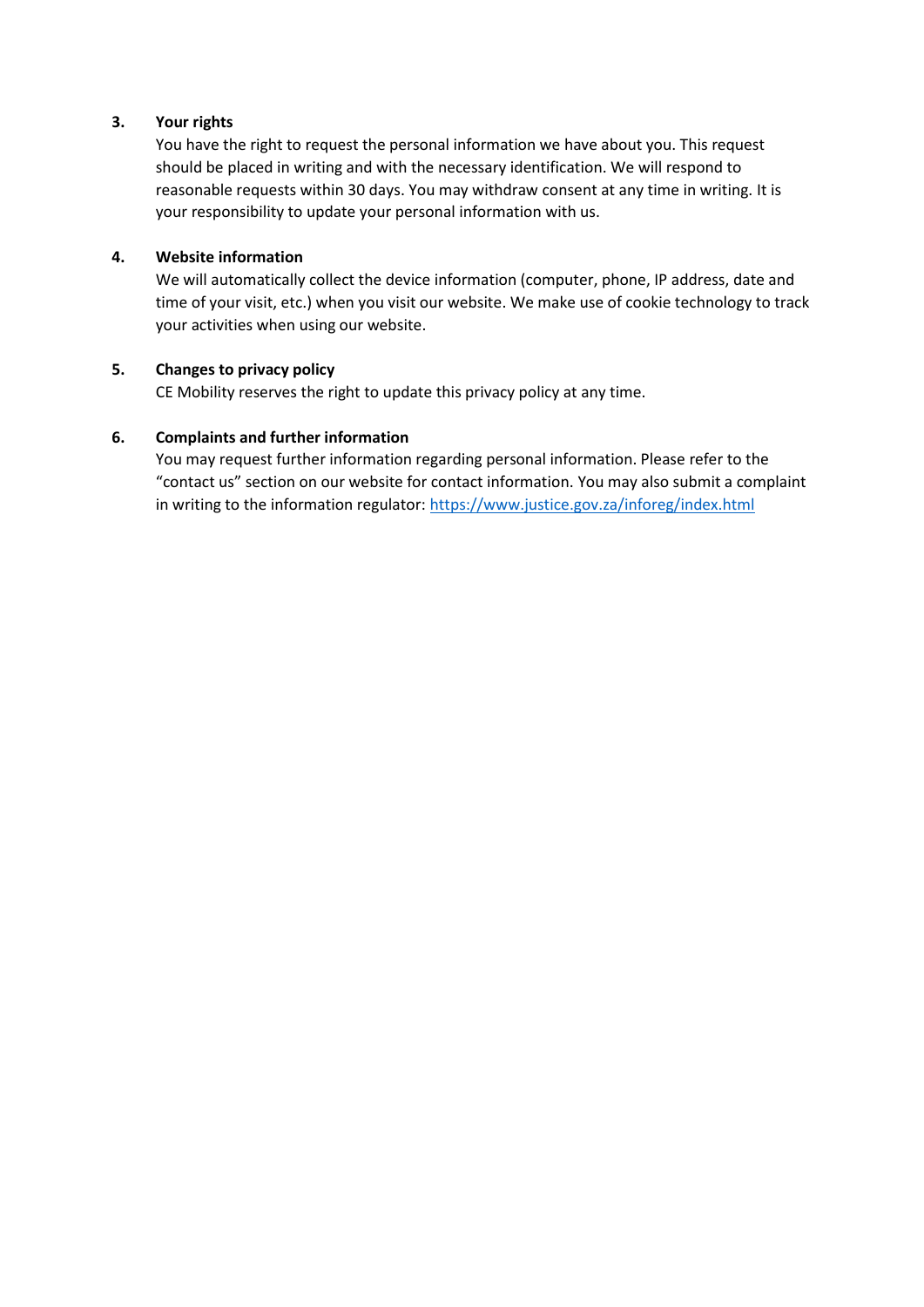## 3. Your rights

You have the right to request the personal information we have about you. This request should be placed in writing and with the necessary identification. We will respond to reasonable requests within 30 days. You may withdraw consent at any time in writing. It is your responsibility to update your personal information with us.

## 4. Website information

We will automatically collect the device information (computer, phone, IP address, date and time of your visit, etc.) when you visit our website. We make use of cookie technology to track your activities when using our website.

## 5. Changes to privacy policy

CE Mobility reserves the right to update this privacy policy at any time.

## 6. Complaints and further information

You may request further information regarding personal information. Please refer to the "contact us" section on our website for contact information. You may also submit a complaint in writing to the information regulator: [https://www.justice.gov.za/inforeg/index.html](https://www.justice.gov.za/inforeg/index.html)